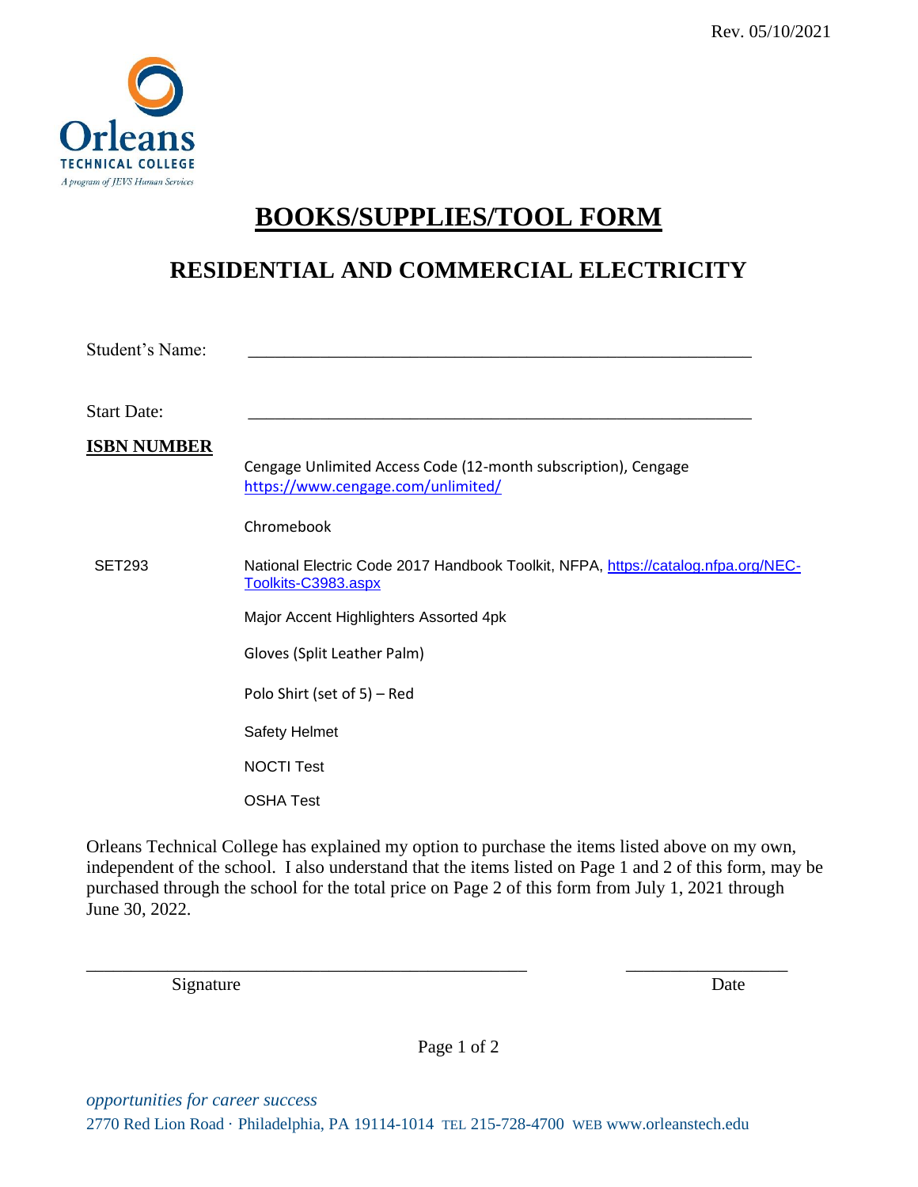Rev. 05/10/2021

Orleans
TECHNICAL COLLEGE
*A program of JEVS Human Services*

# BOOKS/SUPPLIES/TOOL FORM

## RESIDENTIAL AND COMMERCIAL ELECTRICITY

Student's Name: ____________________________________________________________

Start Date: ____________________________________________________________

| **ISBN NUMBER** | |
|---|---|
| | Cengage Unlimited Access Code (12-month subscription), Cengage https://www.cengage.com/unlimited/ |
| | Chromebook |
| SET293 | National Electric Code 2017 Handbook Toolkit, NFPA, https://catalog.nfpa.org/NEC-Toolkits-C3983.aspx |
| | Major Accent Highlighters Assorted 4pk |
| | Gloves (Split Leather Palm) |
| | Polo Shirt (set of 5) – Red |
| | Safety Helmet |
| | NOCTI Test |
| | OSHA Test |

Orleans Technical College has explained my option to purchase the items listed above on my own, independent of the school. I also understand that the items listed on Page 1 and 2 of this form, may be purchased through the school for the total price on Page 2 of this form from July 1, 2021 through June 30, 2022.

__________________________________________________ __________________

Signature Date

*opportunities for career success*

2770 Red Lion Road · Philadelphia, PA 19114-1014 TEL 215-728-4700 WEB www.orleanstech.edu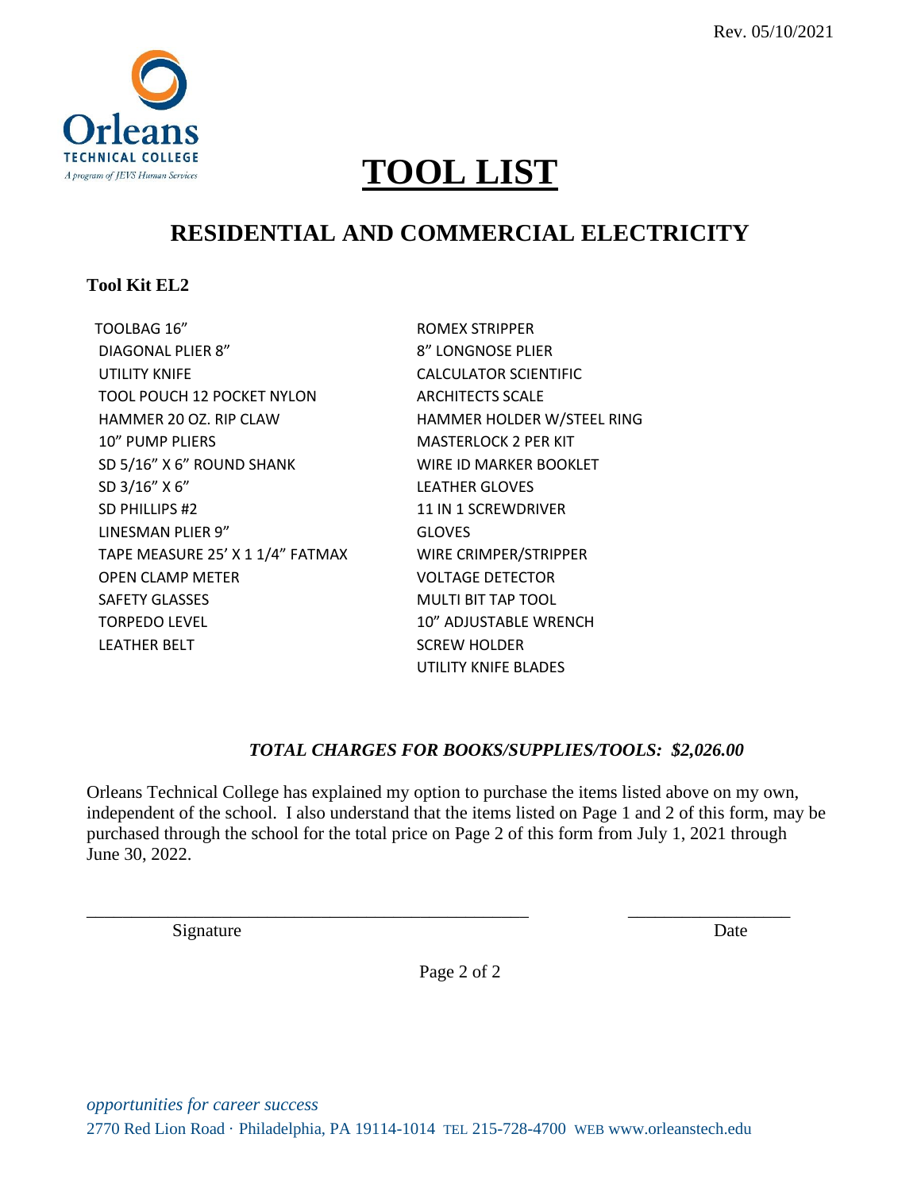Rev. 05/10/2021

Orleans
TECHNICAL COLLEGE
*A program of JEVS Human Services*

# TOOL LIST

## RESIDENTIAL AND COMMERCIAL ELECTRICITY

**Tool Kit EL2**

- TOOLBAG 16”
- DIAGONAL PLIER 8”
- UTILITY KNIFE
- TOOL POUCH 12 POCKET NYLON
- HAMMER 20 OZ. RIP CLAW
- 10” PUMP PLIERS
- SD 5/16” X 6” ROUND SHANK
- SD 3/16” X 6”
- SD PHILLIPS #2
- LINESMAN PLIER 9”
- TAPE MEASURE 25’ X 1 1/4” FATMAX
- OPEN CLAMP METER
- SAFETY GLASSES
- TORPEDO LEVEL
- LEATHER BELT
- ROMEX STRIPPER
- 8” LONGNOSE PLIER
- CALCULATOR SCIENTIFIC
- ARCHITECTS SCALE
- HAMMER HOLDER W/STEEL RING
- MASTERLOCK 2 PER KIT
- WIRE ID MARKER BOOKLET
- LEATHER GLOVES
- 11 IN 1 SCREWDRIVER
- GLOVES
- WIRE CRIMPER/STRIPPER
- VOLTAGE DETECTOR
- MULTI BIT TAP TOOL
- 10” ADJUSTABLE WRENCH
- SCREW HOLDER
- UTILITY KNIFE BLADES

***TOTAL CHARGES FOR BOOKS/SUPPLIES/TOOLS: $2,026.00***

Orleans Technical College has explained my option to purchase the items listed above on my own, independent of the school. I also understand that the items listed on Page 1 and 2 of this form, may be purchased through the school for the total price on Page 2 of this form from July 1, 2021 through June 30, 2022.

_________________________________________________ __________________

Signature Date

*opportunities for career success*

2770 Red Lion Road · Philadelphia, PA 19114-1014 TEL 215-728-4700 WEB www.orleanstech.edu